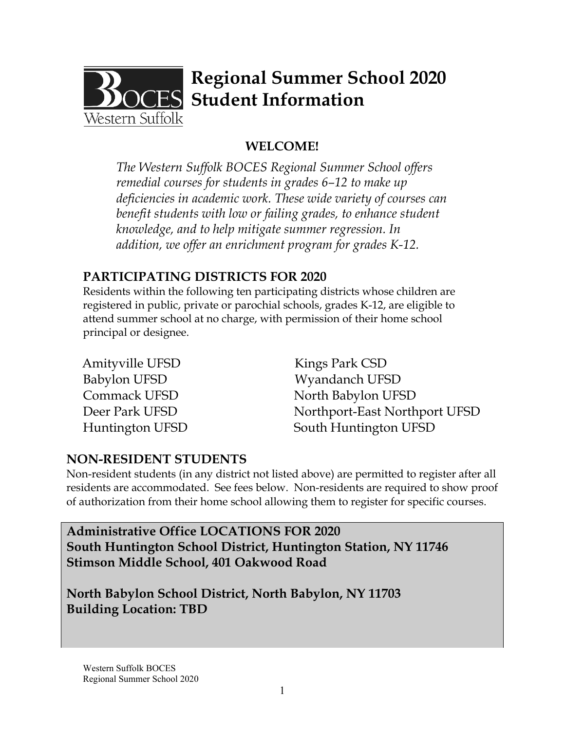# Regional Summer School 2020 Student Information

## WELCOME!

*The Western Suffolk BOCES Regional Summer School offers remedial courses for students in grades 6–12 to make up deficiencies in academic work. These wide variety of courses can benefit students with low or failing grades, to enhance student knowledge, and to help mitigate summer regression. In addition, we offer an enrichment program for grades K-12.*

## PARTICIPATING DISTRICTS FOR 2020

Residents within the following ten participating districts whose children are registered in public, private or parochial schools, grades K-12, are eligible to attend summer school at no charge, with permission of their home school principal or designee.

- Amityville UFSD
- Babylon UFSD
- Commack UFSD
- Deer Park UFSD
- Huntington UFSD
- Kings Park CSD
- Wyandanch UFSD
- North Babylon UFSD
- Northport-East Northport UFSD
- South Huntington UFSD

## NON-RESIDENT STUDENTS

Non-resident students (in any district not listed above) are permitted to register after all residents are accommodated. See fees below. Non-residents are required to show proof of authorization from their home school allowing them to register for specific courses.

**Administrative Office LOCATIONS FOR 2020**
**South Huntington School District, Huntington Station, NY 11746**
**Stimson Middle School, 401 Oakwood Road**

**North Babylon School District, North Babylon, NY 11703**
**Building Location: TBD**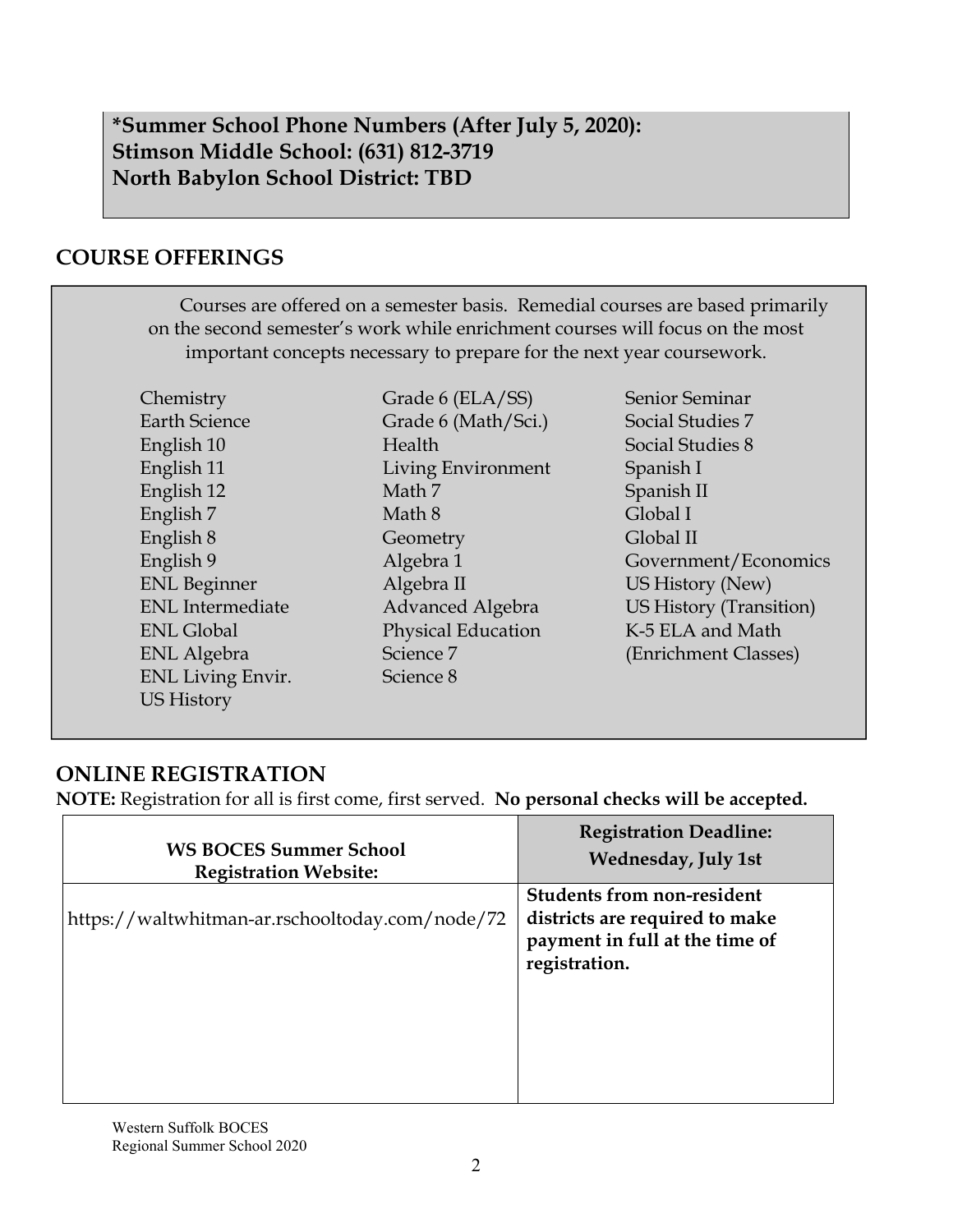**\*Summer School Phone Numbers (After July 5, 2020):**
**Stimson Middle School: (631) 812-3719**
**North Babylon School District: TBD**

## COURSE OFFERINGS

Courses are offered on a semester basis. Remedial courses are based primarily on the second semester's work while enrichment courses will focus on the most important concepts necessary to prepare for the next year coursework.

- Chemistry
- Earth Science
- English 10
- English 11
- English 12
- English 7
- English 8
- English 9
- ENL Beginner
- ENL Intermediate
- ENL Global
- ENL Algebra
- ENL Living Envir.
- US History
- Grade 6 (ELA/SS)
- Grade 6 (Math/Sci.)
- Health
- Living Environment
- Math 7
- Math 8
- Geometry
- Algebra 1
- Algebra II
- Advanced Algebra
- Physical Education
- Science 7
- Science 8
- Senior Seminar
- Social Studies 7
- Social Studies 8
- Spanish I
- Spanish II
- Global I
- Global II
- Government/Economics
- US History (New)
- US History (Transition)
- K-5 ELA and Math (Enrichment Classes)

## ONLINE REGISTRATION

**NOTE:** Registration for all is first come, first served. **No personal checks will be accepted.**

| WS BOCES Summer School Registration Website: | Registration Deadline: Wednesday, July 1st |
|---|---|
| https://waltwhitman-ar.rschooltoday.com/node/72 | **Students from non-resident districts are required to make payment in full at the time of registration.** |

Western Suffolk BOCES
Regional Summer School 2020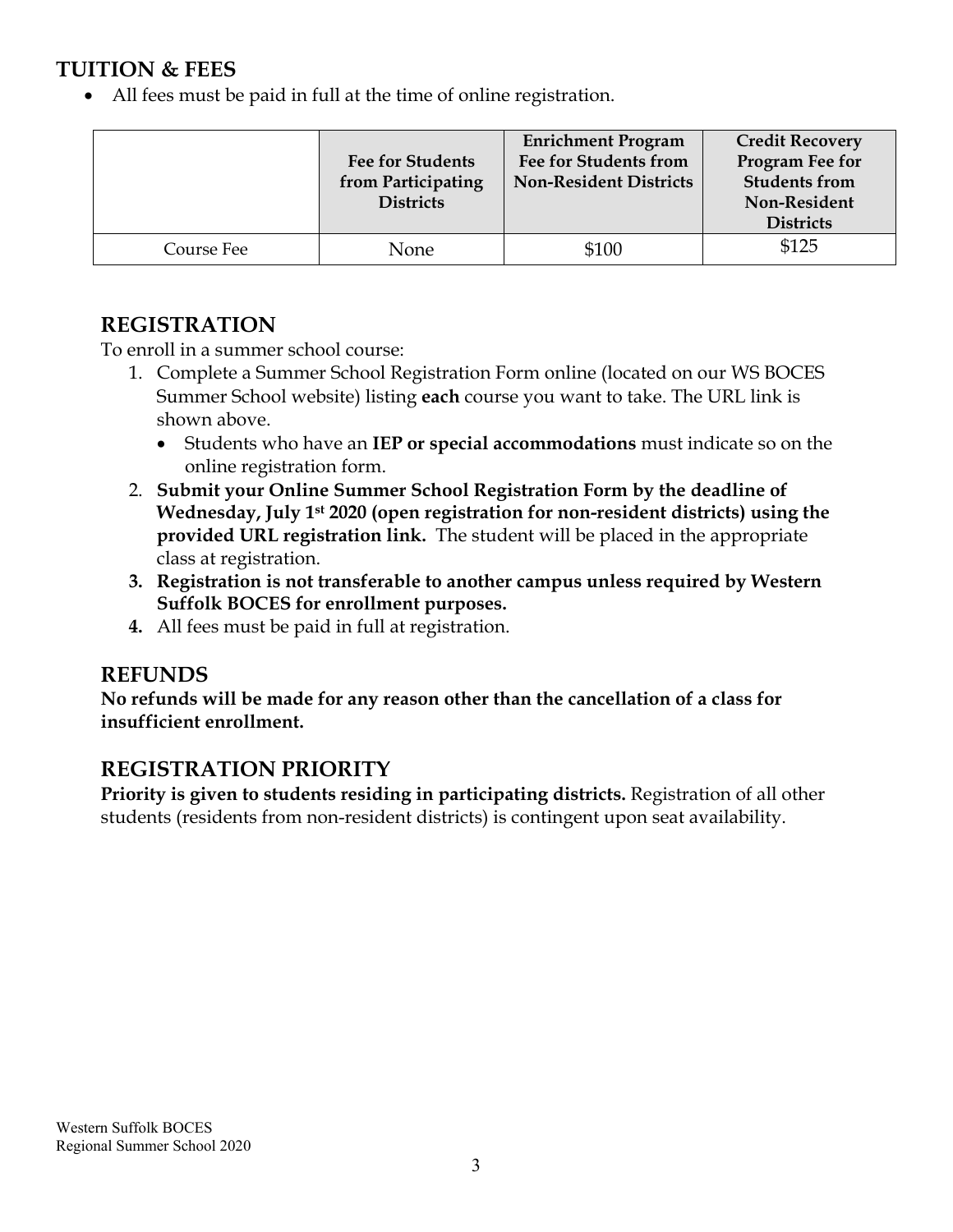## TUITION & FEES

- All fees must be paid in full at the time of online registration.

| | Fee for Students from Participating Districts | Enrichment Program Fee for Students from Non-Resident Districts | Credit Recovery Program Fee for Students from Non-Resident Districts |
|---|---|---|---|
| Course Fee | None | $100 | $125 |

## REGISTRATION

To enroll in a summer school course:

1. Complete a Summer School Registration Form online (located on our WS BOCES Summer School website) listing **each** course you want to take. The URL link is shown above.
   - Students who have an **IEP or special accommodations** must indicate so on the online registration form.
2. **Submit your Online Summer School Registration Form by the deadline of Wednesday, July 1st 2020 (open registration for non-resident districts) using the provided URL registration link.** The student will be placed in the appropriate class at registration.
3. **Registration is not transferable to another campus unless required by Western Suffolk BOCES for enrollment purposes.**
4. All fees must be paid in full at registration.

## REFUNDS

**No refunds will be made for any reason other than the cancellation of a class for insufficient enrollment.**

## REGISTRATION PRIORITY

**Priority is given to students residing in participating districts.** Registration of all other students (residents from non-resident districts) is contingent upon seat availability.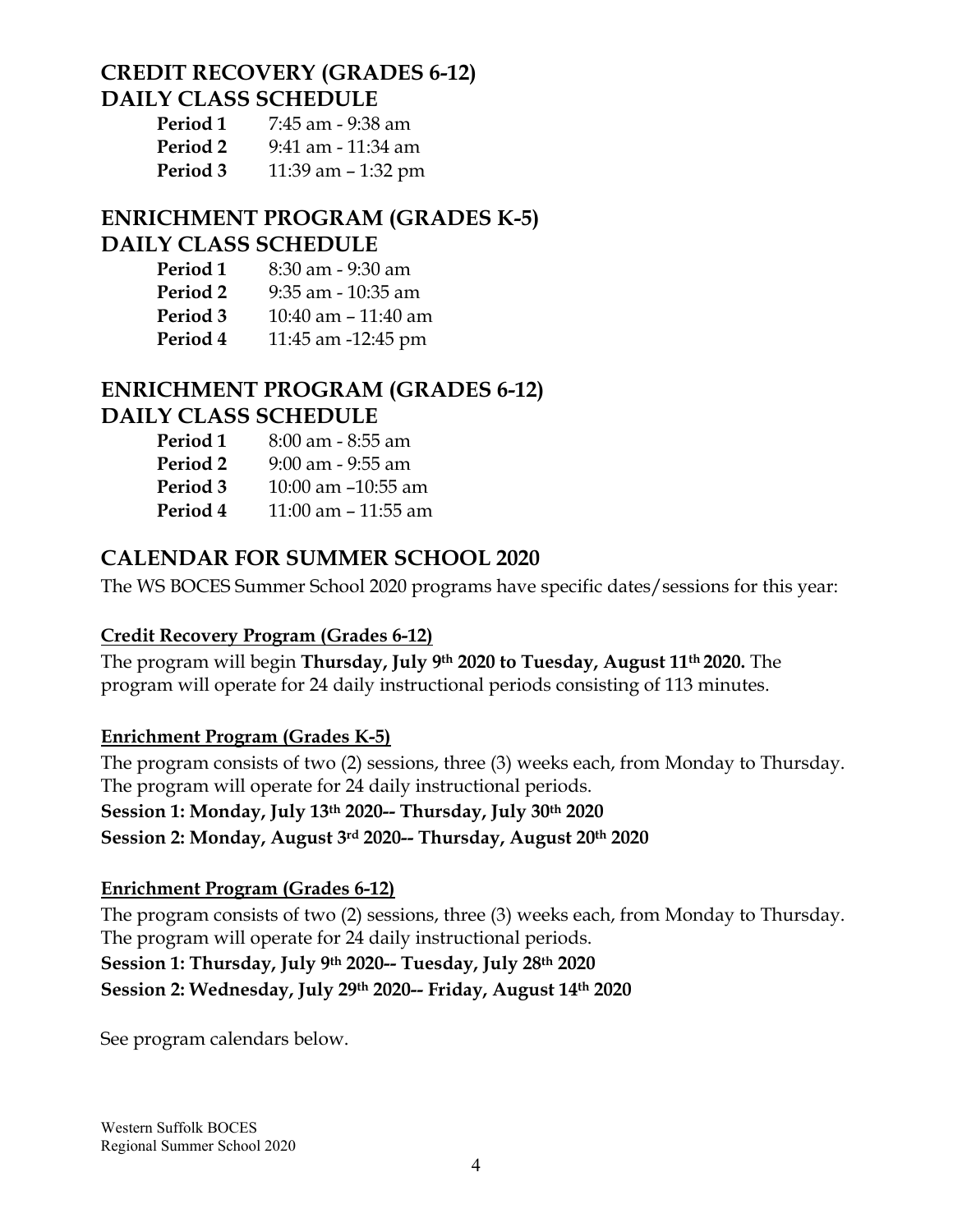## CREDIT RECOVERY (GRADES 6-12)
## DAILY CLASS SCHEDULE

| | |
|---|---|
| **Period 1** | 7:45 am - 9:38 am |
| **Period 2** | 9:41 am - 11:34 am |
| **Period 3** | 11:39 am – 1:32 pm |

## ENRICHMENT PROGRAM (GRADES K-5)
## DAILY CLASS SCHEDULE

| | |
|---|---|
| **Period 1** | 8:30 am - 9:30 am |
| **Period 2** | 9:35 am - 10:35 am |
| **Period 3** | 10:40 am – 11:40 am |
| **Period 4** | 11:45 am -12:45 pm |

## ENRICHMENT PROGRAM (GRADES 6-12)
## DAILY CLASS SCHEDULE

| | |
|---|---|
| **Period 1** | 8:00 am - 8:55 am |
| **Period 2** | 9:00 am - 9:55 am |
| **Period 3** | 10:00 am –10:55 am |
| **Period 4** | 11:00 am – 11:55 am |

## CALENDAR FOR SUMMER SCHOOL 2020

The WS BOCES Summer School 2020 programs have specific dates/sessions for this year:

### Credit Recovery Program (Grades 6-12)

The program will begin **Thursday, July 9th 2020 to Tuesday, August 11th 2020.** The program will operate for 24 daily instructional periods consisting of 113 minutes.

### Enrichment Program (Grades K-5)

The program consists of two (2) sessions, three (3) weeks each, from Monday to Thursday. The program will operate for 24 daily instructional periods.

**Session 1: Monday, July 13th 2020-- Thursday, July 30th 2020**

**Session 2: Monday, August 3rd 2020-- Thursday, August 20th 2020**

### Enrichment Program (Grades 6-12)

The program consists of two (2) sessions, three (3) weeks each, from Monday to Thursday. The program will operate for 24 daily instructional periods.

**Session 1: Thursday, July 9th 2020-- Tuesday, July 28th 2020**

**Session 2: Wednesday, July 29th 2020-- Friday, August 14th 2020**

See program calendars below.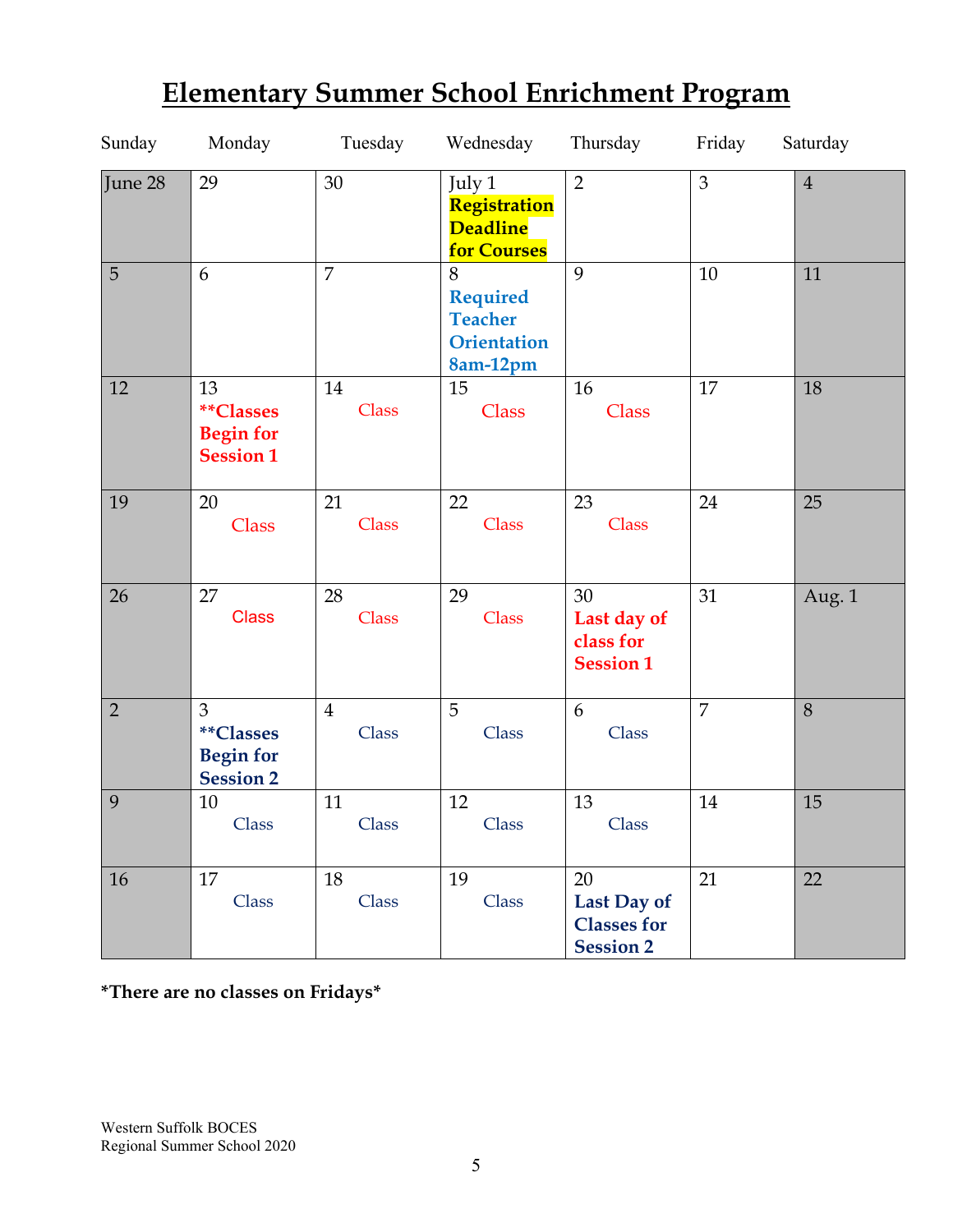# Elementary Summer School Enrichment Program

| Sunday | Monday | Tuesday | Wednesday | Thursday | Friday | Saturday |
|---|---|---|---|---|---|---|
| June 28 | 29 | 30 | July 1 **Registration Deadline for Courses** | 2 | 3 | 4 |
| 5 | 6 | 7 | 8 **Required Teacher Orientation 8am-12pm** | 9 | 10 | 11 |
| 12 | 13 **\*\*Classes Begin for Session 1** | 14 Class | 15 Class | 16 Class | 17 | 18 |
| 19 | 20 Class | 21 Class | 22 Class | 23 Class | 24 | 25 |
| 26 | 27 Class | 28 Class | 29 Class | 30 **Last day of class for Session 1** | 31 | Aug. 1 |
| 2 | 3 **\*\*Classes Begin for Session 2** | 4 Class | 5 Class | 6 Class | 7 | 8 |
| 9 | 10 Class | 11 Class | 12 Class | 13 Class | 14 | 15 |
| 16 | 17 Class | 18 Class | 19 Class | 20 **Last Day of Classes for Session 2** | 21 | 22 |

**\*There are no classes on Fridays\***

Western Suffolk BOCES
Regional Summer School 2020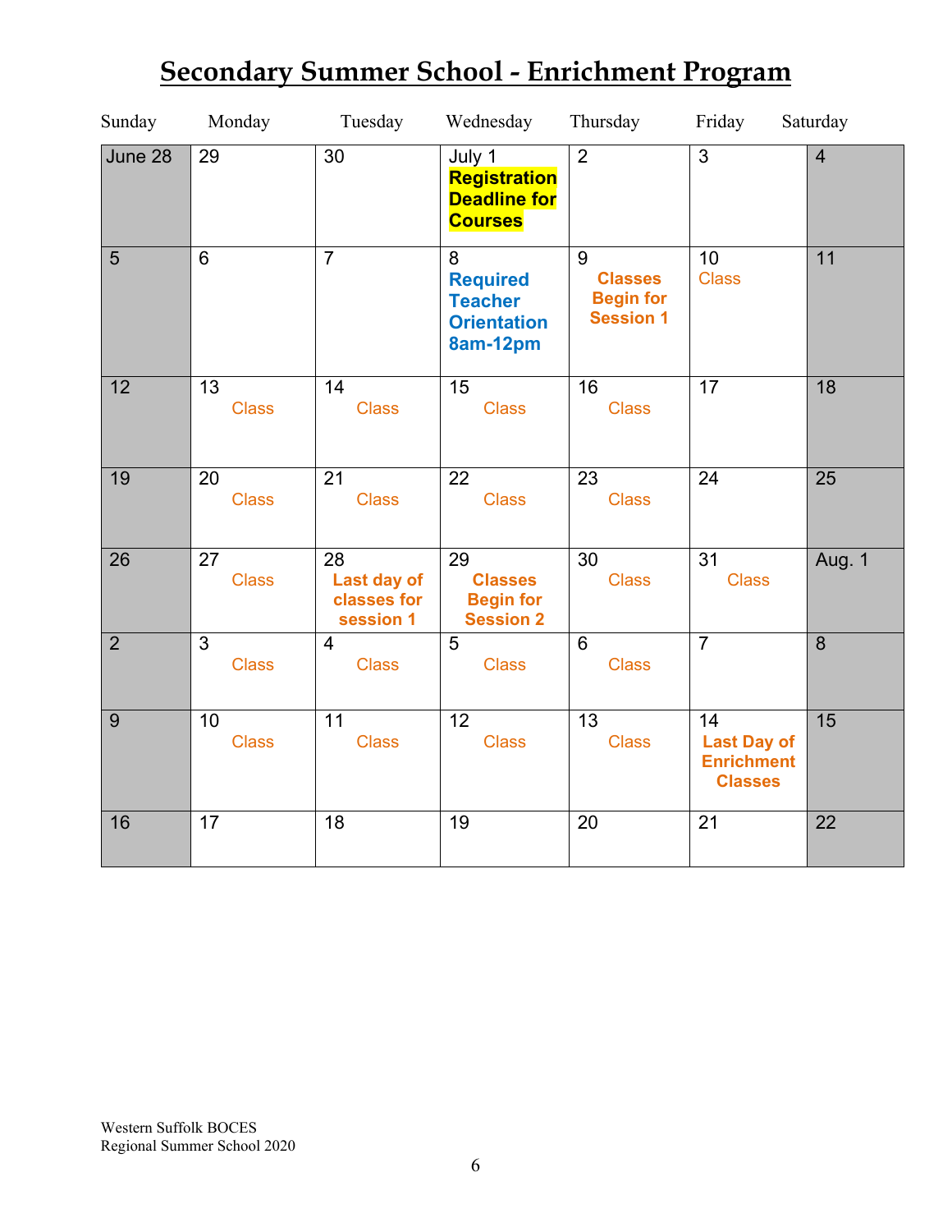# Secondary Summer School - Enrichment Program

| Sunday | Monday | Tuesday | Wednesday | Thursday | Friday | Saturday |
|---|---|---|---|---|---|---|
| June 28 | 29 | 30 | July 1 **Registration Deadline for Courses** | 2 | 3 | 4 |
| 5 | 6 | 7 | 8 **Required Teacher Orientation 8am-12pm** | 9 **Classes Begin for Session 1** | 10 Class | 11 |
| 12 | 13 Class | 14 Class | 15 Class | 16 Class | 17 | 18 |
| 19 | 20 Class | 21 Class | 22 Class | 23 Class | 24 | 25 |
| 26 | 27 Class | 28 **Last day of classes for session 1** | 29 **Classes Begin for Session 2** | 30 Class | 31 Class | Aug. 1 |
| 2 | 3 Class | 4 Class | 5 Class | 6 Class | 7 | 8 |
| 9 | 10 Class | 11 Class | 12 Class | 13 Class | 14 **Last Day of Enrichment Classes** | 15 |
| 16 | 17 | 18 | 19 | 20 | 21 | 22 |

Western Suffolk BOCES
Regional Summer School 2020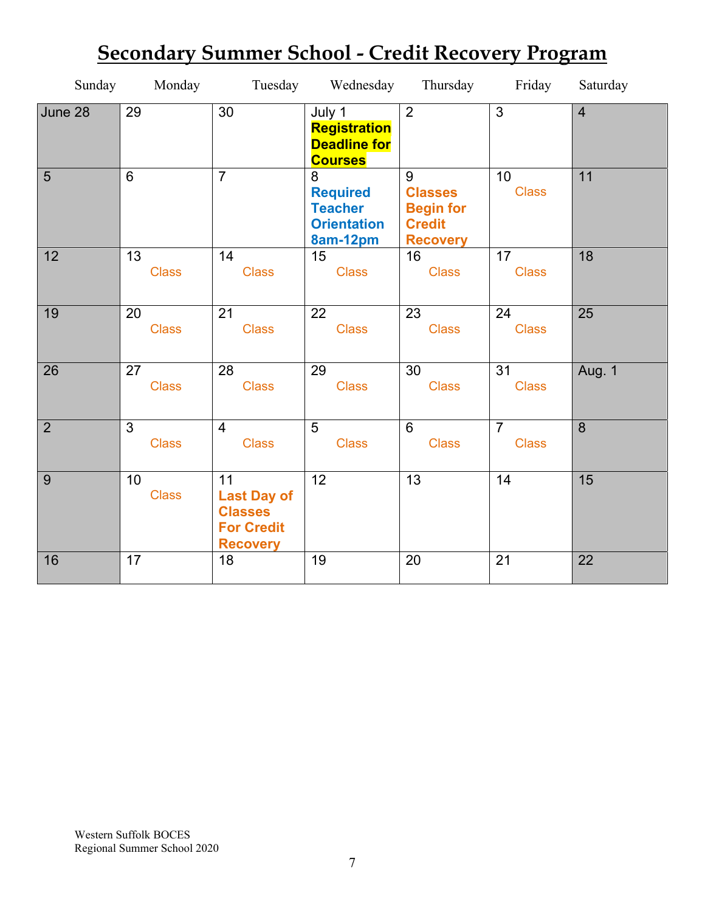# Secondary Summer School - Credit Recovery Program

| Sunday | Monday | Tuesday | Wednesday | Thursday | Friday | Saturday |
|---|---|---|---|---|---|---|
| June 28 | 29 | 30 | July 1 **Registration Deadline for Courses** | 2 | 3 | 4 |
| 5 | 6 | 7 | 8 **Required Teacher Orientation 8am-12pm** | 9 **Classes Begin for Credit Recovery** | 10 Class | 11 |
| 12 | 13 Class | 14 Class | 15 Class | 16 Class | 17 Class | 18 |
| 19 | 20 Class | 21 Class | 22 Class | 23 Class | 24 Class | 25 |
| 26 | 27 Class | 28 Class | 29 Class | 30 Class | 31 Class | Aug. 1 |
| 2 | 3 Class | 4 Class | 5 Class | 6 Class | 7 Class | 8 |
| 9 | 10 Class | 11 **Last Day of Classes For Credit Recovery** | 12 | 13 | 14 | 15 |
| 16 | 17 | 18 | 19 | 20 | 21 | 22 |

Western Suffolk BOCES
Regional Summer School 2020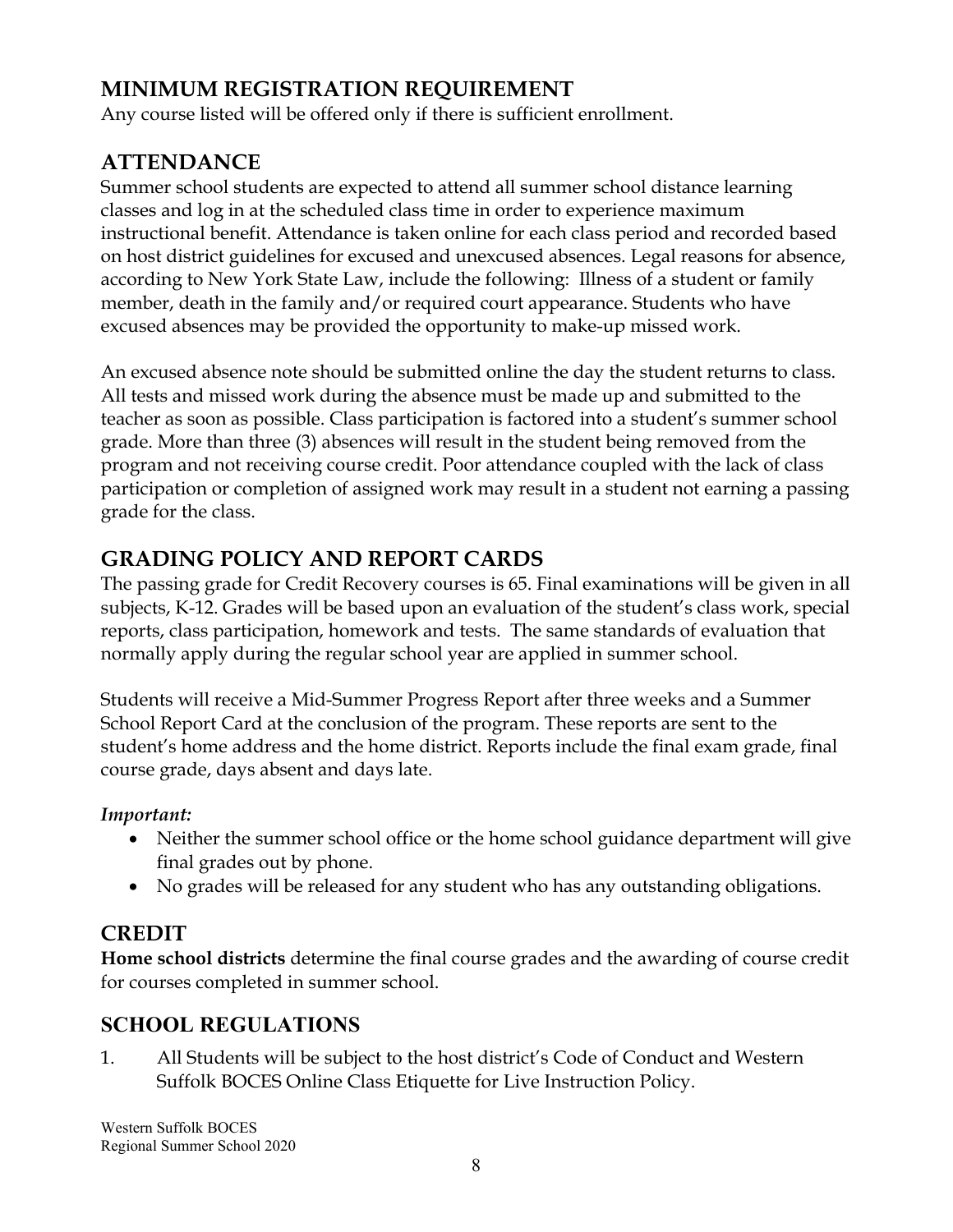## MINIMUM REGISTRATION REQUIREMENT

Any course listed will be offered only if there is sufficient enrollment.

## ATTENDANCE

Summer school students are expected to attend all summer school distance learning classes and log in at the scheduled class time in order to experience maximum instructional benefit. Attendance is taken online for each class period and recorded based on host district guidelines for excused and unexcused absences. Legal reasons for absence, according to New York State Law, include the following: Illness of a student or family member, death in the family and/or required court appearance. Students who have excused absences may be provided the opportunity to make-up missed work.

An excused absence note should be submitted online the day the student returns to class. All tests and missed work during the absence must be made up and submitted to the teacher as soon as possible. Class participation is factored into a student's summer school grade. More than three (3) absences will result in the student being removed from the program and not receiving course credit. Poor attendance coupled with the lack of class participation or completion of assigned work may result in a student not earning a passing grade for the class.

## GRADING POLICY AND REPORT CARDS

The passing grade for Credit Recovery courses is 65. Final examinations will be given in all subjects, K-12. Grades will be based upon an evaluation of the student's class work, special reports, class participation, homework and tests. The same standards of evaluation that normally apply during the regular school year are applied in summer school.

Students will receive a Mid-Summer Progress Report after three weeks and a Summer School Report Card at the conclusion of the program. These reports are sent to the student's home address and the home district. Reports include the final exam grade, final course grade, days absent and days late.

***Important:***

- Neither the summer school office or the home school guidance department will give final grades out by phone.
- No grades will be released for any student who has any outstanding obligations.

## CREDIT

**Home school districts** determine the final course grades and the awarding of course credit for courses completed in summer school.

## SCHOOL REGULATIONS

1. All Students will be subject to the host district's Code of Conduct and Western Suffolk BOCES Online Class Etiquette for Live Instruction Policy.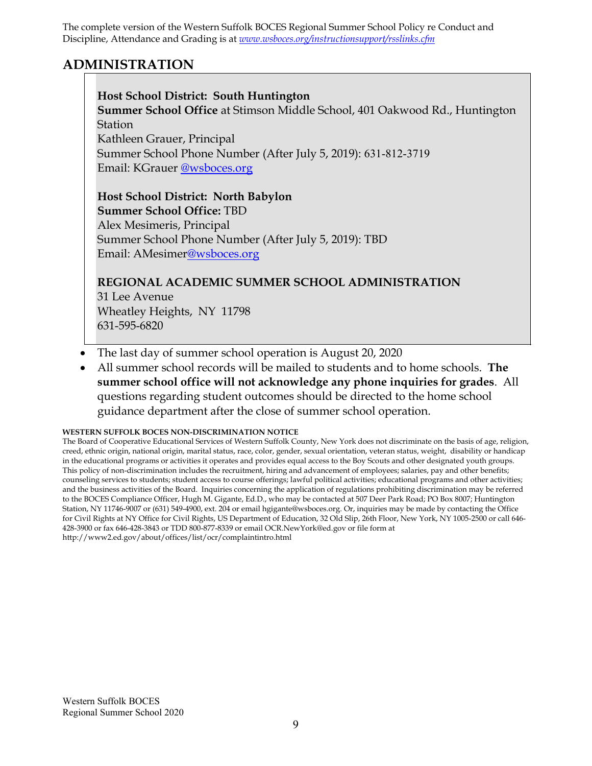The complete version of the Western Suffolk BOCES Regional Summer School Policy re Conduct and Discipline, Attendance and Grading is at *www.wsboces.org/instructionsupport/rsslinks.cfm*

## ADMINISTRATION

**Host School District: South Huntington**
**Summer School Office** at Stimson Middle School, 401 Oakwood Rd., Huntington Station
Kathleen Grauer, Principal
Summer School Phone Number (After July 5, 2019): 631-812-3719
Email: KGrauer @wsboces.org

**Host School District: North Babylon**
**Summer School Office:** TBD
Alex Mesimeris, Principal
Summer School Phone Number (After July 5, 2019): TBD
Email: AMesimer@wsboces.org

**REGIONAL ACADEMIC SUMMER SCHOOL ADMINISTRATION**
31 Lee Avenue
Wheatley Heights, NY 11798
631-595-6820

- The last day of summer school operation is August 20, 2020
- All summer school records will be mailed to students and to home schools. **The summer school office will not acknowledge any phone inquiries for grades**. All questions regarding student outcomes should be directed to the home school guidance department after the close of summer school operation.

**WESTERN SUFFOLK BOCES NON-DISCRIMINATION NOTICE**

The Board of Cooperative Educational Services of Western Suffolk County, New York does not discriminate on the basis of age, religion, creed, ethnic origin, national origin, marital status, race, color, gender, sexual orientation, veteran status, weight, disability or handicap in the educational programs or activities it operates and provides equal access to the Boy Scouts and other designated youth groups. This policy of non-discrimination includes the recruitment, hiring and advancement of employees; salaries, pay and other benefits; counseling services to students; student access to course offerings; lawful political activities; educational programs and other activities; and the business activities of the Board. Inquiries concerning the application of regulations prohibiting discrimination may be referred to the BOCES Compliance Officer, Hugh M. Gigante, Ed.D., who may be contacted at 507 Deer Park Road; PO Box 8007; Huntington Station, NY 11746-9007 or (631) 549-4900, ext. 204 or email hgigante@wsboces.org. Or, inquiries may be made by contacting the Office for Civil Rights at NY Office for Civil Rights, US Department of Education, 32 Old Slip, 26th Floor, New York, NY 1005-2500 or call 646-428-3900 or fax 646-428-3843 or TDD 800-877-8339 or email OCR.NewYork@ed.gov or file form at http://www2.ed.gov/about/offices/list/ocr/complaintintro.html

Western Suffolk BOCES
Regional Summer School 2020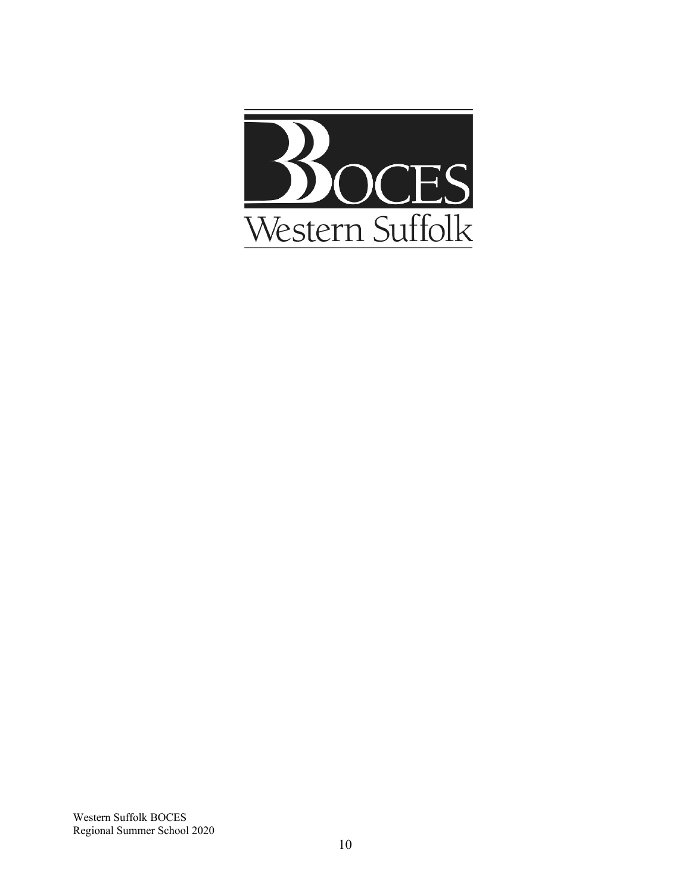BOCES

Western Suffolk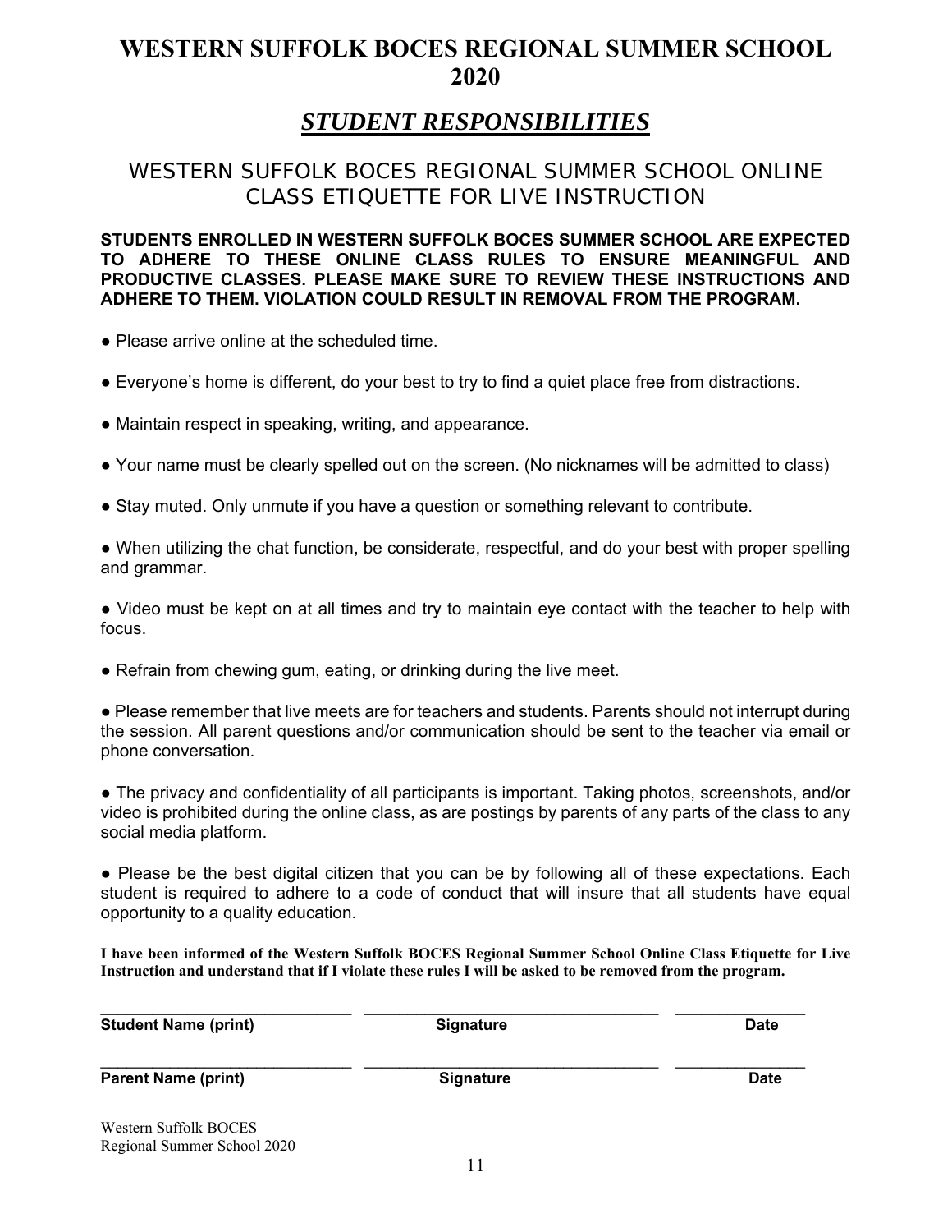# WESTERN SUFFOLK BOCES REGIONAL SUMMER SCHOOL 2020

## ***STUDENT RESPONSIBILITIES***

### WESTERN SUFFOLK BOCES REGIONAL SUMMER SCHOOL ONLINE CLASS ETIQUETTE FOR LIVE INSTRUCTION

**STUDENTS ENROLLED IN WESTERN SUFFOLK BOCES SUMMER SCHOOL ARE EXPECTED TO ADHERE TO THESE ONLINE CLASS RULES TO ENSURE MEANINGFUL AND PRODUCTIVE CLASSES. PLEASE MAKE SURE TO REVIEW THESE INSTRUCTIONS AND ADHERE TO THEM. VIOLATION COULD RESULT IN REMOVAL FROM THE PROGRAM.**

- Please arrive online at the scheduled time.
- Everyone's home is different, do your best to try to find a quiet place free from distractions.
- Maintain respect in speaking, writing, and appearance.
- Your name must be clearly spelled out on the screen. (No nicknames will be admitted to class)
- Stay muted. Only unmute if you have a question or something relevant to contribute.
- When utilizing the chat function, be considerate, respectful, and do your best with proper spelling and grammar.
- Video must be kept on at all times and try to maintain eye contact with the teacher to help with focus.
- Refrain from chewing gum, eating, or drinking during the live meet.
- Please remember that live meets are for teachers and students. Parents should not interrupt during the session. All parent questions and/or communication should be sent to the teacher via email or phone conversation.
- The privacy and confidentiality of all participants is important. Taking photos, screenshots, and/or video is prohibited during the online class, as are postings by parents of any parts of the class to any social media platform.
- Please be the best digital citizen that you can be by following all of these expectations. Each student is required to adhere to a code of conduct that will insure that all students have equal opportunity to a quality education.

**I have been informed of the Western Suffolk BOCES Regional Summer School Online Class Etiquette for Live Instruction and understand that if I violate these rules I will be asked to be removed from the program.**

| \_\_\_\_\_\_\_\_\_\_\_\_\_\_\_\_\_\_\_\_\_\_\_\_\_\_\_\_\_\_ | \_\_\_\_\_\_\_\_\_\_\_\_\_\_\_\_\_\_\_\_\_\_\_\_\_\_\_\_\_\_\_\_\_\_\_ | \_\_\_\_\_\_\_\_\_\_\_\_\_\_\_ |
|---|---|---|
| **Student Name (print)** | **Signature** | **Date** |
| \_\_\_\_\_\_\_\_\_\_\_\_\_\_\_\_\_\_\_\_\_\_\_\_\_\_\_\_\_\_ | \_\_\_\_\_\_\_\_\_\_\_\_\_\_\_\_\_\_\_\_\_\_\_\_\_\_\_\_\_\_\_\_\_\_\_ | \_\_\_\_\_\_\_\_\_\_\_\_\_\_\_ |
| **Parent Name (print)** | **Signature** | **Date** |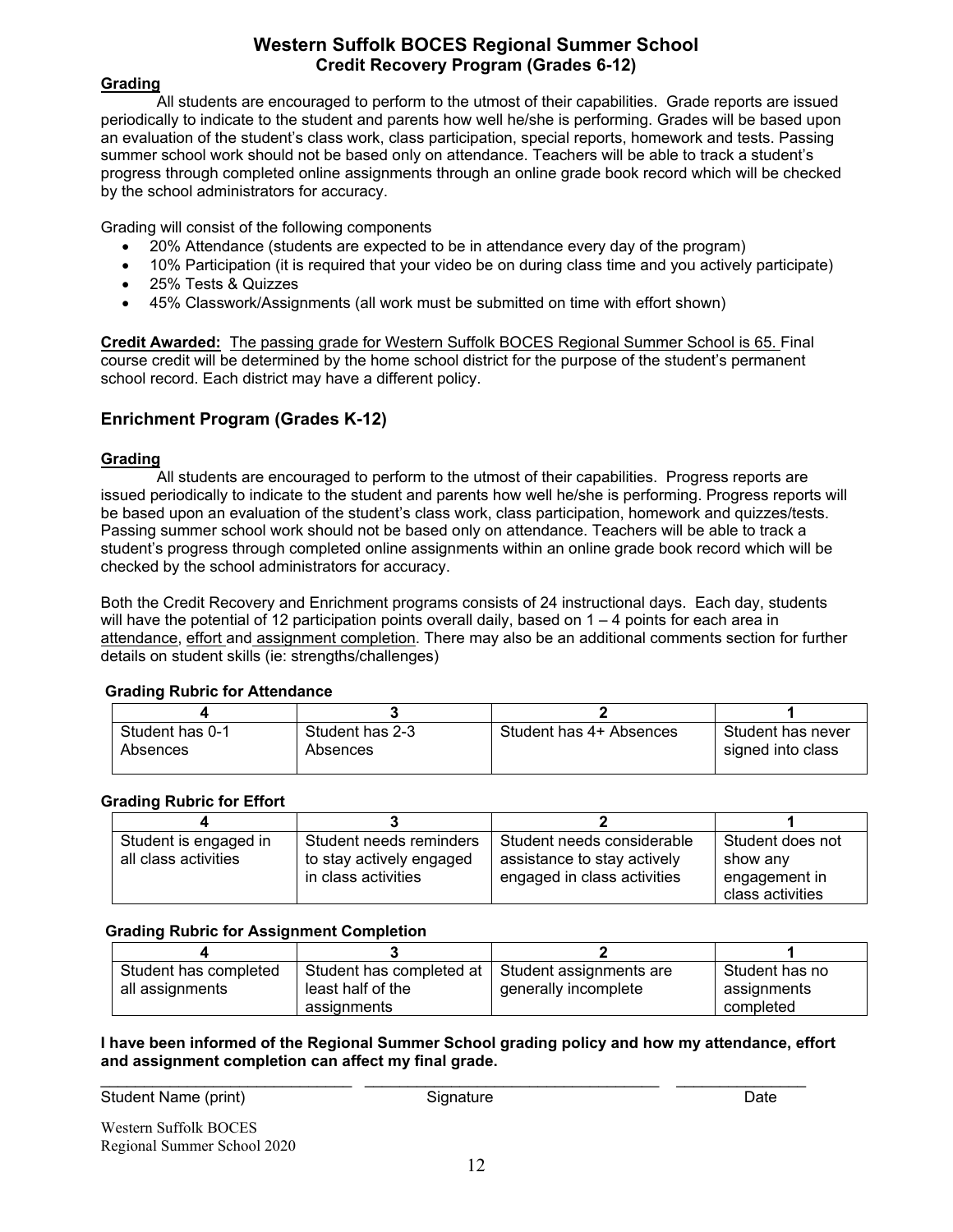# Western Suffolk BOCES Regional Summer School
## Credit Recovery Program (Grades 6-12)

**Grading**

All students are encouraged to perform to the utmost of their capabilities. Grade reports are issued periodically to indicate to the student and parents how well he/she is performing. Grades will be based upon an evaluation of the student's class work, class participation, special reports, homework and tests. Passing summer school work should not be based only on attendance. Teachers will be able to track a student's progress through completed online assignments through an online grade book record which will be checked by the school administrators for accuracy.

Grading will consist of the following components

- 20% Attendance (students are expected to be in attendance every day of the program)
- 10% Participation (it is required that your video be on during class time and you actively participate)
- 25% Tests & Quizzes
- 45% Classwork/Assignments (all work must be submitted on time with effort shown)

**Credit Awarded:** The passing grade for Western Suffolk BOCES Regional Summer School is 65. Final course credit will be determined by the home school district for the purpose of the student's permanent school record. Each district may have a different policy.

## Enrichment Program (Grades K-12)

**Grading**

All students are encouraged to perform to the utmost of their capabilities. Progress reports are issued periodically to indicate to the student and parents how well he/she is performing. Progress reports will be based upon an evaluation of the student's class work, class participation, homework and quizzes/tests. Passing summer school work should not be based only on attendance. Teachers will be able to track a student's progress through completed online assignments within an online grade book record which will be checked by the school administrators for accuracy.

Both the Credit Recovery and Enrichment programs consists of 24 instructional days. Each day, students will have the potential of 12 participation points overall daily, based on 1 – 4 points for each area in attendance, effort and assignment completion. There may also be an additional comments section for further details on student skills (ie: strengths/challenges)

**Grading Rubric for Attendance**

| 4 | 3 | 2 | 1 |
|---|---|---|---|
| Student has 0-1 Absences | Student has 2-3 Absences | Student has 4+ Absences | Student has never signed into class |

**Grading Rubric for Effort**

| 4 | 3 | 2 | 1 |
|---|---|---|---|
| Student is engaged in all class activities | Student needs reminders to stay actively engaged in class activities | Student needs considerable assistance to stay actively engaged in class activities | Student does not show any engagement in class activities |

**Grading Rubric for Assignment Completion**

| 4 | 3 | 2 | 1 |
|---|---|---|---|
| Student has completed all assignments | Student has completed at least half of the assignments | Student assignments are generally incomplete | Student has no assignments completed |

**I have been informed of the Regional Summer School grading policy and how my attendance, effort and assignment completion can affect my final grade.**

\_\_\_\_\_\_\_\_\_\_\_\_\_\_\_\_\_\_\_\_\_\_\_\_\_\_\_\_ \_\_\_\_\_\_\_\_\_\_\_\_\_\_\_\_\_\_\_\_\_\_\_\_\_\_\_\_\_\_\_\_ \_\_\_\_\_\_\_\_\_\_\_\_\_\_

Student Name (print) Signature Date

Western Suffolk BOCES
Regional Summer School 2020